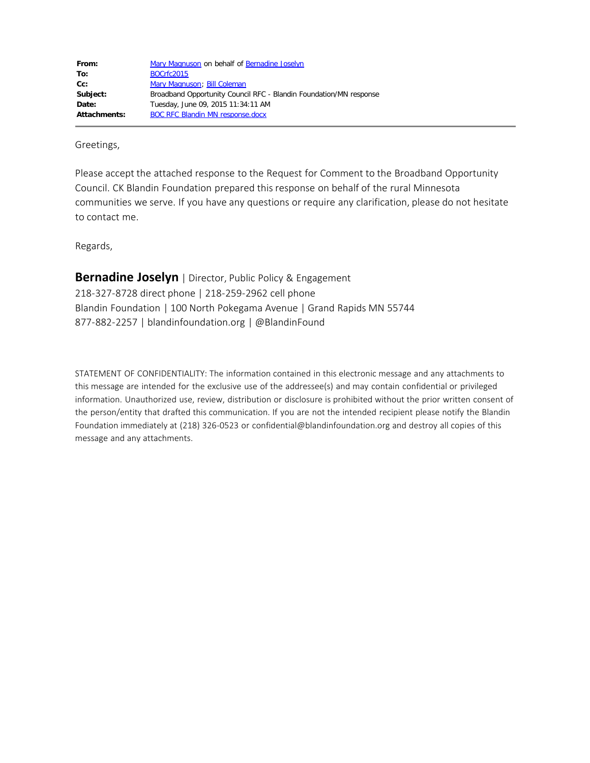| | |
|---|---|
| **From:** | Mary Magnuson on behalf of Bernadine Joselyn |
| **To:** | BOCrfc2015 |
| **Cc:** | Mary Magnuson; Bill Coleman |
| **Subject:** | Broadband Opportunity Council RFC - Blandin Foundation/MN response |
| **Date:** | Tuesday, June 09, 2015 11:34:11 AM |
| **Attachments:** | BOC RFC Blandin MN response.docx |

Greetings,

Please accept the attached response to the Request for Comment to the Broadband Opportunity Council. CK Blandin Foundation prepared this response on behalf of the rural Minnesota communities we serve. If you have any questions or require any clarification, please do not hesitate to contact me.

Regards,

**Bernadine Joselyn** | Director, Public Policy & Engagement
218-327-8728 direct phone | 218-259-2962 cell phone
Blandin Foundation | 100 North Pokegama Avenue | Grand Rapids MN 55744
877-882-2257 | blandinfoundation.org | @BlandinFound

STATEMENT OF CONFIDENTIALITY: The information contained in this electronic message and any attachments to this message are intended for the exclusive use of the addressee(s) and may contain confidential or privileged information. Unauthorized use, review, distribution or disclosure is prohibited without the prior written consent of the person/entity that drafted this communication. If you are not the intended recipient please notify the Blandin Foundation immediately at (218) 326-0523 or confidential@blandinfoundation.org and destroy all copies of this message and any attachments.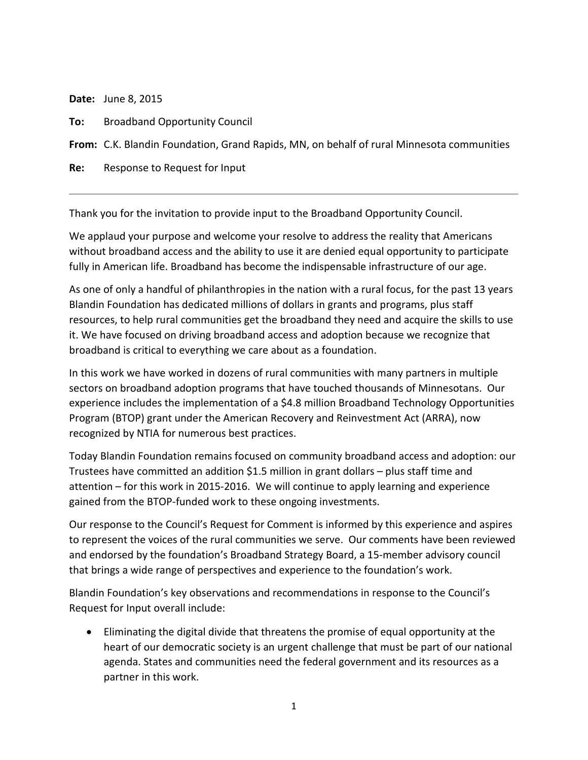**Date:** June 8, 2015

**To:** Broadband Opportunity Council

**From:** C.K. Blandin Foundation, Grand Rapids, MN, on behalf of rural Minnesota communities

**Re:** Response to Request for Input

---

Thank you for the invitation to provide input to the Broadband Opportunity Council.

We applaud your purpose and welcome your resolve to address the reality that Americans without broadband access and the ability to use it are denied equal opportunity to participate fully in American life. Broadband has become the indispensable infrastructure of our age.

As one of only a handful of philanthropies in the nation with a rural focus, for the past 13 years Blandin Foundation has dedicated millions of dollars in grants and programs, plus staff resources, to help rural communities get the broadband they need and acquire the skills to use it. We have focused on driving broadband access and adoption because we recognize that broadband is critical to everything we care about as a foundation.

In this work we have worked in dozens of rural communities with many partners in multiple sectors on broadband adoption programs that have touched thousands of Minnesotans. Our experience includes the implementation of a $4.8 million Broadband Technology Opportunities Program (BTOP) grant under the American Recovery and Reinvestment Act (ARRA), now recognized by NTIA for numerous best practices.

Today Blandin Foundation remains focused on community broadband access and adoption: our Trustees have committed an addition $1.5 million in grant dollars – plus staff time and attention – for this work in 2015-2016. We will continue to apply learning and experience gained from the BTOP-funded work to these ongoing investments.

Our response to the Council's Request for Comment is informed by this experience and aspires to represent the voices of the rural communities we serve. Our comments have been reviewed and endorsed by the foundation's Broadband Strategy Board, a 15-member advisory council that brings a wide range of perspectives and experience to the foundation's work.

Blandin Foundation's key observations and recommendations in response to the Council's Request for Input overall include:

- Eliminating the digital divide that threatens the promise of equal opportunity at the heart of our democratic society is an urgent challenge that must be part of our national agenda. States and communities need the federal government and its resources as a partner in this work.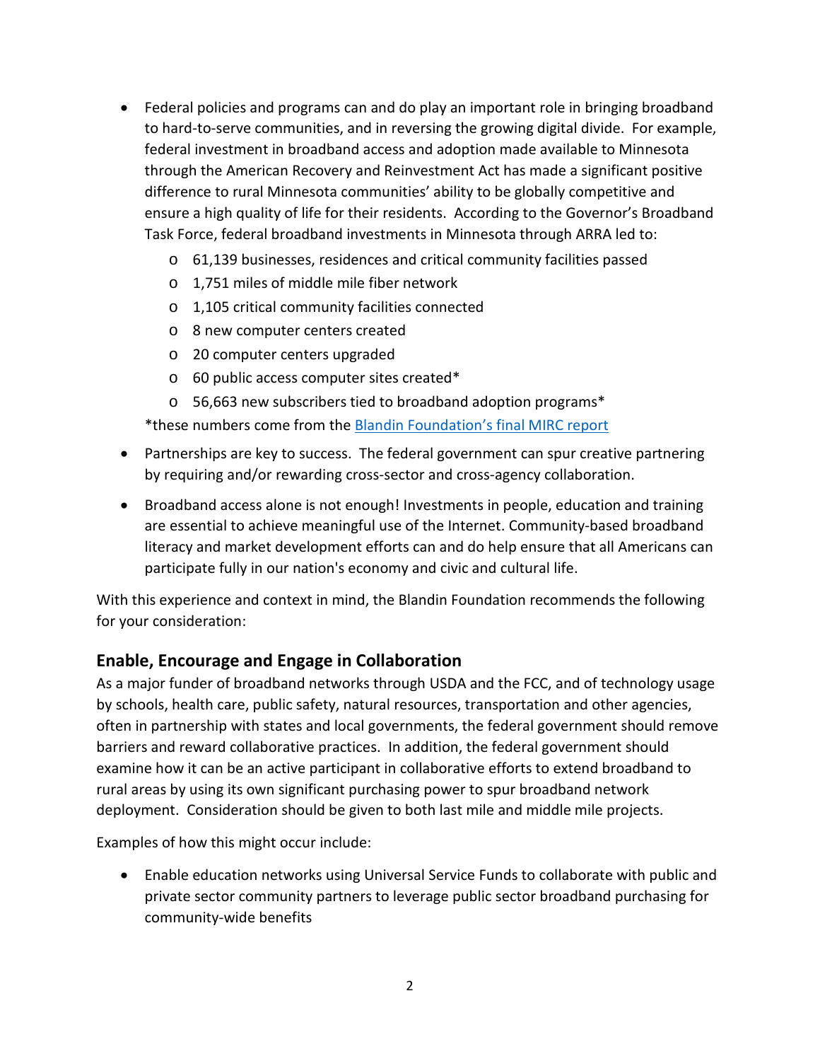- Federal policies and programs can and do play an important role in bringing broadband to hard-to-serve communities, and in reversing the growing digital divide. For example, federal investment in broadband access and adoption made available to Minnesota through the American Recovery and Reinvestment Act has made a significant positive difference to rural Minnesota communities' ability to be globally competitive and ensure a high quality of life for their residents. According to the Governor's Broadband Task Force, federal broadband investments in Minnesota through ARRA led to:
  - 61,139 businesses, residences and critical community facilities passed
  - 1,751 miles of middle mile fiber network
  - 1,105 critical community facilities connected
  - 8 new computer centers created
  - 20 computer centers upgraded
  - 60 public access computer sites created*
  - 56,663 new subscribers tied to broadband adoption programs*

  *these numbers come from the Blandin Foundation's final MIRC report
- Partnerships are key to success. The federal government can spur creative partnering by requiring and/or rewarding cross-sector and cross-agency collaboration.
- Broadband access alone is not enough! Investments in people, education and training are essential to achieve meaningful use of the Internet. Community-based broadband literacy and market development efforts can and do help ensure that all Americans can participate fully in our nation's economy and civic and cultural life.

With this experience and context in mind, the Blandin Foundation recommends the following for your consideration:

## Enable, Encourage and Engage in Collaboration

As a major funder of broadband networks through USDA and the FCC, and of technology usage by schools, health care, public safety, natural resources, transportation and other agencies, often in partnership with states and local governments, the federal government should remove barriers and reward collaborative practices. In addition, the federal government should examine how it can be an active participant in collaborative efforts to extend broadband to rural areas by using its own significant purchasing power to spur broadband network deployment. Consideration should be given to both last mile and middle mile projects.

Examples of how this might occur include:

- Enable education networks using Universal Service Funds to collaborate with public and private sector community partners to leverage public sector broadband purchasing for community-wide benefits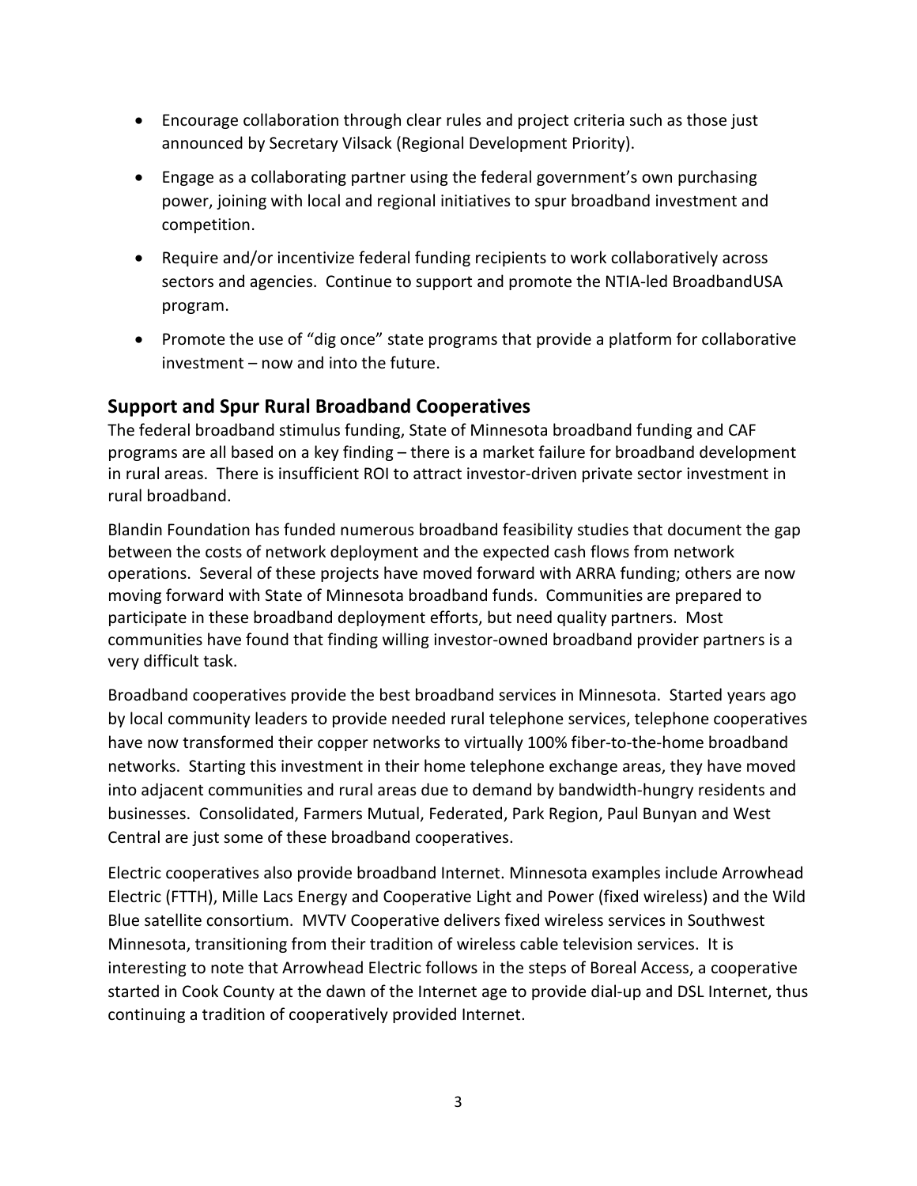- Encourage collaboration through clear rules and project criteria such as those just announced by Secretary Vilsack (Regional Development Priority).
- Engage as a collaborating partner using the federal government's own purchasing power, joining with local and regional initiatives to spur broadband investment and competition.
- Require and/or incentivize federal funding recipients to work collaboratively across sectors and agencies. Continue to support and promote the NTIA-led BroadbandUSA program.
- Promote the use of "dig once" state programs that provide a platform for collaborative investment – now and into the future.

## Support and Spur Rural Broadband Cooperatives

The federal broadband stimulus funding, State of Minnesota broadband funding and CAF programs are all based on a key finding – there is a market failure for broadband development in rural areas. There is insufficient ROI to attract investor-driven private sector investment in rural broadband.

Blandin Foundation has funded numerous broadband feasibility studies that document the gap between the costs of network deployment and the expected cash flows from network operations. Several of these projects have moved forward with ARRA funding; others are now moving forward with State of Minnesota broadband funds. Communities are prepared to participate in these broadband deployment efforts, but need quality partners. Most communities have found that finding willing investor-owned broadband provider partners is a very difficult task.

Broadband cooperatives provide the best broadband services in Minnesota. Started years ago by local community leaders to provide needed rural telephone services, telephone cooperatives have now transformed their copper networks to virtually 100% fiber-to-the-home broadband networks. Starting this investment in their home telephone exchange areas, they have moved into adjacent communities and rural areas due to demand by bandwidth-hungry residents and businesses. Consolidated, Farmers Mutual, Federated, Park Region, Paul Bunyan and West Central are just some of these broadband cooperatives.

Electric cooperatives also provide broadband Internet. Minnesota examples include Arrowhead Electric (FTTH), Mille Lacs Energy and Cooperative Light and Power (fixed wireless) and the Wild Blue satellite consortium. MVTV Cooperative delivers fixed wireless services in Southwest Minnesota, transitioning from their tradition of wireless cable television services. It is interesting to note that Arrowhead Electric follows in the steps of Boreal Access, a cooperative started in Cook County at the dawn of the Internet age to provide dial-up and DSL Internet, thus continuing a tradition of cooperatively provided Internet.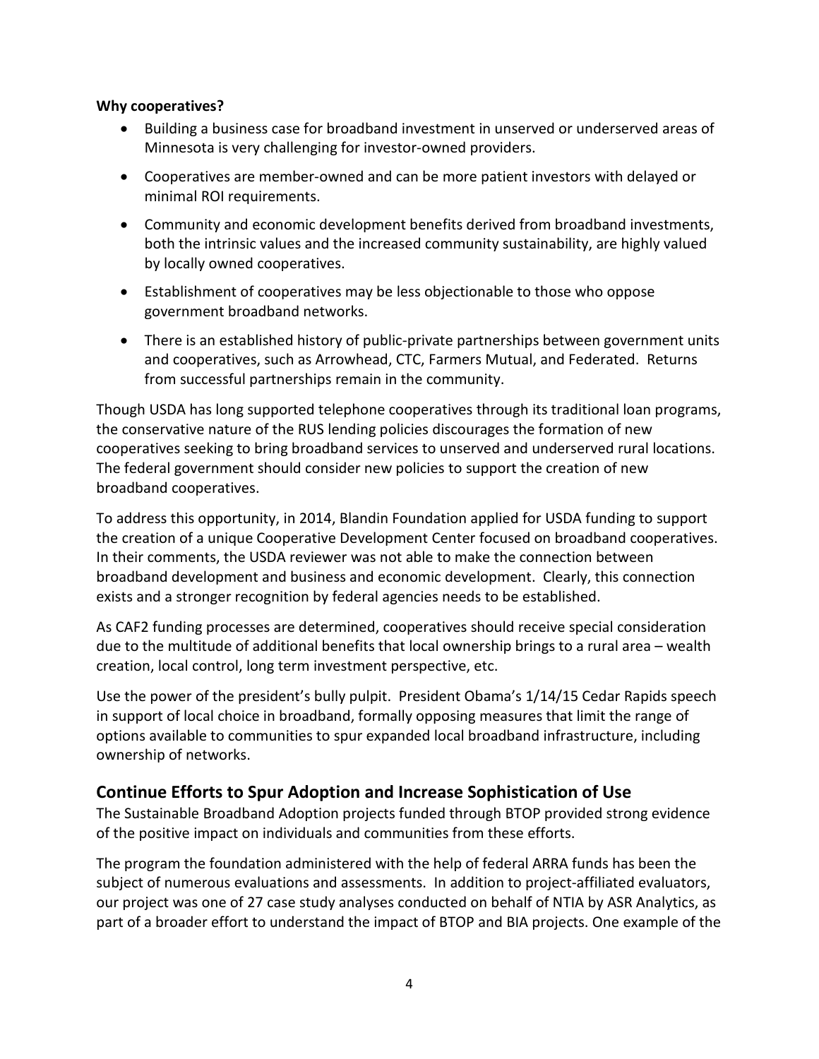**Why cooperatives?**

- Building a business case for broadband investment in unserved or underserved areas of Minnesota is very challenging for investor-owned providers.
- Cooperatives are member-owned and can be more patient investors with delayed or minimal ROI requirements.
- Community and economic development benefits derived from broadband investments, both the intrinsic values and the increased community sustainability, are highly valued by locally owned cooperatives.
- Establishment of cooperatives may be less objectionable to those who oppose government broadband networks.
- There is an established history of public-private partnerships between government units and cooperatives, such as Arrowhead, CTC, Farmers Mutual, and Federated. Returns from successful partnerships remain in the community.

Though USDA has long supported telephone cooperatives through its traditional loan programs, the conservative nature of the RUS lending policies discourages the formation of new cooperatives seeking to bring broadband services to unserved and underserved rural locations. The federal government should consider new policies to support the creation of new broadband cooperatives.

To address this opportunity, in 2014, Blandin Foundation applied for USDA funding to support the creation of a unique Cooperative Development Center focused on broadband cooperatives. In their comments, the USDA reviewer was not able to make the connection between broadband development and business and economic development. Clearly, this connection exists and a stronger recognition by federal agencies needs to be established.

As CAF2 funding processes are determined, cooperatives should receive special consideration due to the multitude of additional benefits that local ownership brings to a rural area – wealth creation, local control, long term investment perspective, etc.

Use the power of the president's bully pulpit. President Obama's 1/14/15 Cedar Rapids speech in support of local choice in broadband, formally opposing measures that limit the range of options available to communities to spur expanded local broadband infrastructure, including ownership of networks.

## Continue Efforts to Spur Adoption and Increase Sophistication of Use

The Sustainable Broadband Adoption projects funded through BTOP provided strong evidence of the positive impact on individuals and communities from these efforts.

The program the foundation administered with the help of federal ARRA funds has been the subject of numerous evaluations and assessments. In addition to project-affiliated evaluators, our project was one of 27 case study analyses conducted on behalf of NTIA by ASR Analytics, as part of a broader effort to understand the impact of BTOP and BIA projects. One example of the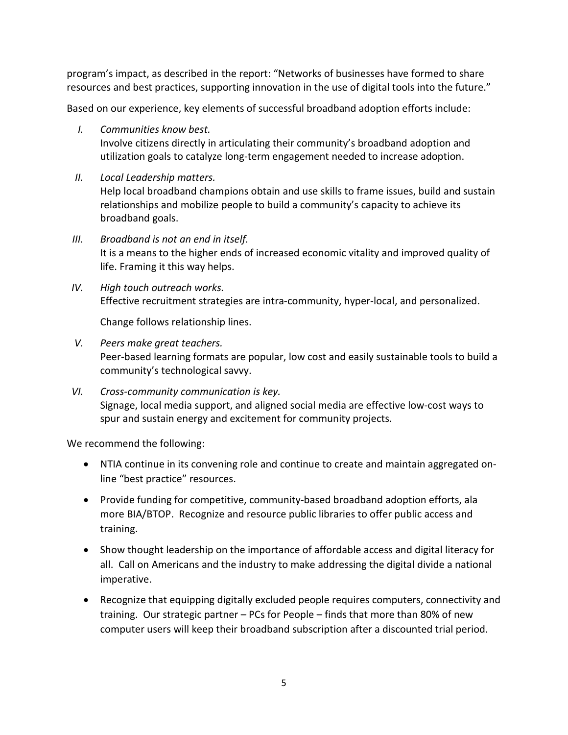program's impact, as described in the report: "Networks of businesses have formed to share resources and best practices, supporting innovation in the use of digital tools into the future."

Based on our experience, key elements of successful broadband adoption efforts include:

I. *Communities know best.*
   Involve citizens directly in articulating their community's broadband adoption and utilization goals to catalyze long-term engagement needed to increase adoption.

II. *Local Leadership matters.*
   Help local broadband champions obtain and use skills to frame issues, build and sustain relationships and mobilize people to build a community's capacity to achieve its broadband goals.

III. *Broadband is not an end in itself.*
   It is a means to the higher ends of increased economic vitality and improved quality of life. Framing it this way helps.

IV. *High touch outreach works.*
   Effective recruitment strategies are intra-community, hyper-local, and personalized.

   Change follows relationship lines.

V. *Peers make great teachers.*
   Peer-based learning formats are popular, low cost and easily sustainable tools to build a community's technological savvy.

VI. *Cross-community communication is key.*
   Signage, local media support, and aligned social media are effective low-cost ways to spur and sustain energy and excitement for community projects.

We recommend the following:

- NTIA continue in its convening role and continue to create and maintain aggregated on-line "best practice" resources.
- Provide funding for competitive, community-based broadband adoption efforts, ala more BIA/BTOP. Recognize and resource public libraries to offer public access and training.
- Show thought leadership on the importance of affordable access and digital literacy for all. Call on Americans and the industry to make addressing the digital divide a national imperative.
- Recognize that equipping digitally excluded people requires computers, connectivity and training. Our strategic partner – PCs for People – finds that more than 80% of new computer users will keep their broadband subscription after a discounted trial period.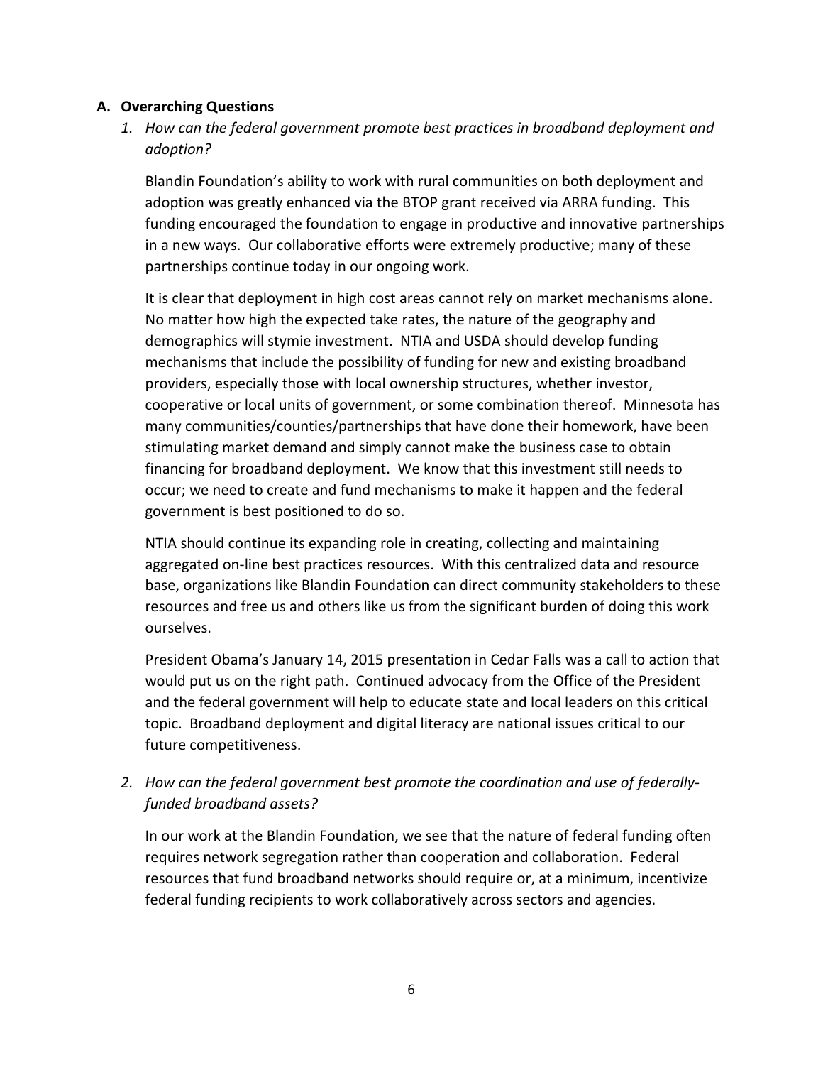### A. Overarching Questions

1. *How can the federal government promote best practices in broadband deployment and adoption?*

   Blandin Foundation's ability to work with rural communities on both deployment and adoption was greatly enhanced via the BTOP grant received via ARRA funding. This funding encouraged the foundation to engage in productive and innovative partnerships in a new ways. Our collaborative efforts were extremely productive; many of these partnerships continue today in our ongoing work.

   It is clear that deployment in high cost areas cannot rely on market mechanisms alone. No matter how high the expected take rates, the nature of the geography and demographics will stymie investment. NTIA and USDA should develop funding mechanisms that include the possibility of funding for new and existing broadband providers, especially those with local ownership structures, whether investor, cooperative or local units of government, or some combination thereof. Minnesota has many communities/counties/partnerships that have done their homework, have been stimulating market demand and simply cannot make the business case to obtain financing for broadband deployment. We know that this investment still needs to occur; we need to create and fund mechanisms to make it happen and the federal government is best positioned to do so.

   NTIA should continue its expanding role in creating, collecting and maintaining aggregated on-line best practices resources. With this centralized data and resource base, organizations like Blandin Foundation can direct community stakeholders to these resources and free us and others like us from the significant burden of doing this work ourselves.

   President Obama's January 14, 2015 presentation in Cedar Falls was a call to action that would put us on the right path. Continued advocacy from the Office of the President and the federal government will help to educate state and local leaders on this critical topic. Broadband deployment and digital literacy are national issues critical to our future competitiveness.

2. *How can the federal government best promote the coordination and use of federally-funded broadband assets?*

   In our work at the Blandin Foundation, we see that the nature of federal funding often requires network segregation rather than cooperation and collaboration. Federal resources that fund broadband networks should require or, at a minimum, incentivize federal funding recipients to work collaboratively across sectors and agencies.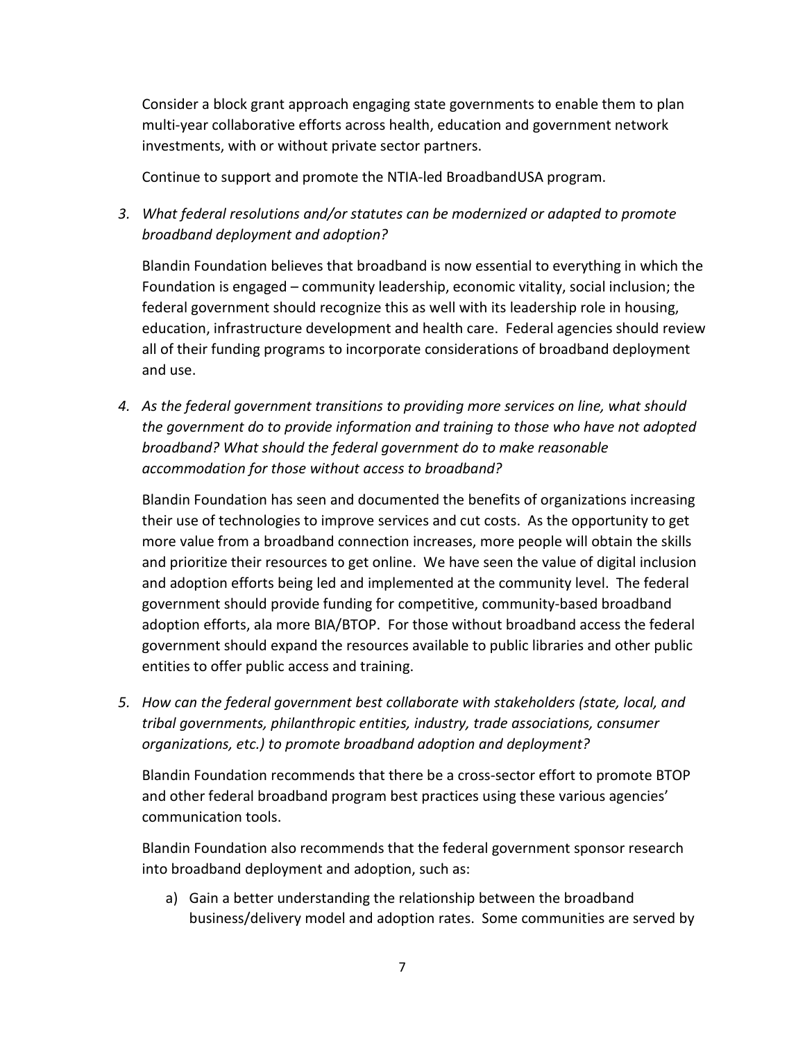Consider a block grant approach engaging state governments to enable them to plan multi-year collaborative efforts across health, education and government network investments, with or without private sector partners.

Continue to support and promote the NTIA-led BroadbandUSA program.

3. *What federal resolutions and/or statutes can be modernized or adapted to promote broadband deployment and adoption?*

   Blandin Foundation believes that broadband is now essential to everything in which the Foundation is engaged – community leadership, economic vitality, social inclusion; the federal government should recognize this as well with its leadership role in housing, education, infrastructure development and health care. Federal agencies should review all of their funding programs to incorporate considerations of broadband deployment and use.

4. *As the federal government transitions to providing more services on line, what should the government do to provide information and training to those who have not adopted broadband? What should the federal government do to make reasonable accommodation for those without access to broadband?*

   Blandin Foundation has seen and documented the benefits of organizations increasing their use of technologies to improve services and cut costs. As the opportunity to get more value from a broadband connection increases, more people will obtain the skills and prioritize their resources to get online. We have seen the value of digital inclusion and adoption efforts being led and implemented at the community level. The federal government should provide funding for competitive, community-based broadband adoption efforts, ala more BIA/BTOP. For those without broadband access the federal government should expand the resources available to public libraries and other public entities to offer public access and training.

5. *How can the federal government best collaborate with stakeholders (state, local, and tribal governments, philanthropic entities, industry, trade associations, consumer organizations, etc.) to promote broadband adoption and deployment?*

   Blandin Foundation recommends that there be a cross-sector effort to promote BTOP and other federal broadband program best practices using these various agencies' communication tools.

   Blandin Foundation also recommends that the federal government sponsor research into broadband deployment and adoption, such as:

   a) Gain a better understanding the relationship between the broadband business/delivery model and adoption rates. Some communities are served by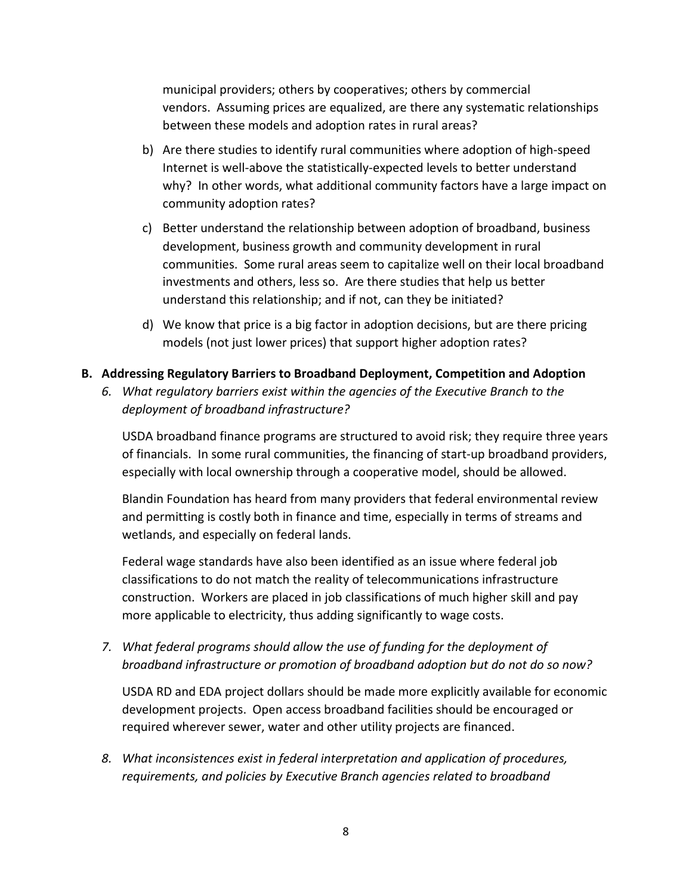municipal providers; others by cooperatives; others by commercial vendors. Assuming prices are equalized, are there any systematic relationships between these models and adoption rates in rural areas?

b) Are there studies to identify rural communities where adoption of high-speed Internet is well-above the statistically-expected levels to better understand why? In other words, what additional community factors have a large impact on community adoption rates?

c) Better understand the relationship between adoption of broadband, business development, business growth and community development in rural communities. Some rural areas seem to capitalize well on their local broadband investments and others, less so. Are there studies that help us better understand this relationship; and if not, can they be initiated?

d) We know that price is a big factor in adoption decisions, but are there pricing models (not just lower prices) that support higher adoption rates?

**B. Addressing Regulatory Barriers to Broadband Deployment, Competition and Adoption**

*6. What regulatory barriers exist within the agencies of the Executive Branch to the deployment of broadband infrastructure?*

USDA broadband finance programs are structured to avoid risk; they require three years of financials. In some rural communities, the financing of start-up broadband providers, especially with local ownership through a cooperative model, should be allowed.

Blandin Foundation has heard from many providers that federal environmental review and permitting is costly both in finance and time, especially in terms of streams and wetlands, and especially on federal lands.

Federal wage standards have also been identified as an issue where federal job classifications to do not match the reality of telecommunications infrastructure construction. Workers are placed in job classifications of much higher skill and pay more applicable to electricity, thus adding significantly to wage costs.

*7. What federal programs should allow the use of funding for the deployment of broadband infrastructure or promotion of broadband adoption but do not do so now?*

USDA RD and EDA project dollars should be made more explicitly available for economic development projects. Open access broadband facilities should be encouraged or required wherever sewer, water and other utility projects are financed.

*8. What inconsistences exist in federal interpretation and application of procedures, requirements, and policies by Executive Branch agencies related to broadband*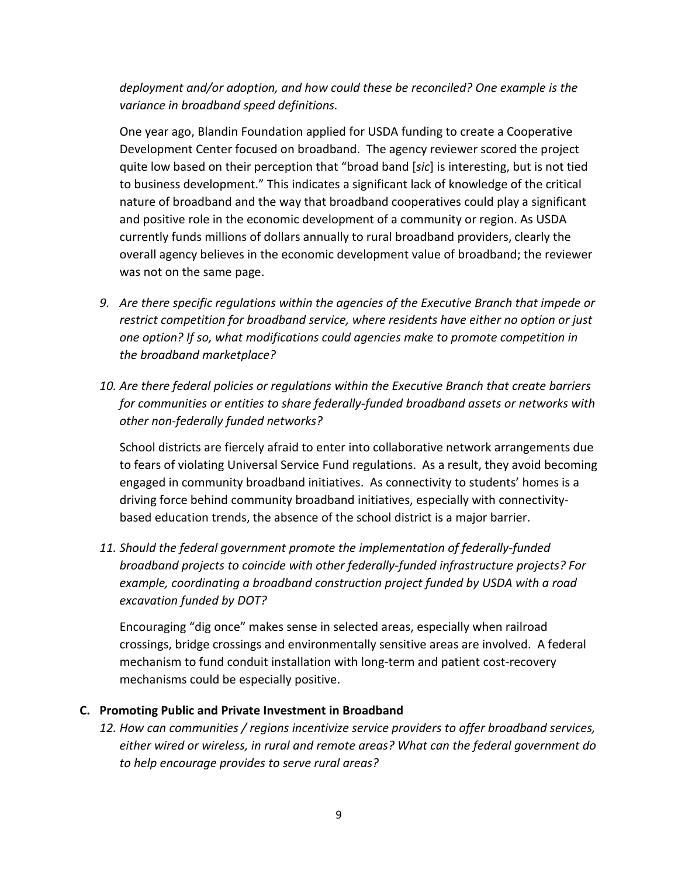*deployment and/or adoption, and how could these be reconciled? One example is the variance in broadband speed definitions.*

One year ago, Blandin Foundation applied for USDA funding to create a Cooperative Development Center focused on broadband. The agency reviewer scored the project quite low based on their perception that "broad band [*sic*] is interesting, but is not tied to business development." This indicates a significant lack of knowledge of the critical nature of broadband and the way that broadband cooperatives could play a significant and positive role in the economic development of a community or region. As USDA currently funds millions of dollars annually to rural broadband providers, clearly the overall agency believes in the economic development value of broadband; the reviewer was not on the same page.

9. *Are there specific regulations within the agencies of the Executive Branch that impede or restrict competition for broadband service, where residents have either no option or just one option? If so, what modifications could agencies make to promote competition in the broadband marketplace?*

10. *Are there federal policies or regulations within the Executive Branch that create barriers for communities or entities to share federally-funded broadband assets or networks with other non-federally funded networks?*

    School districts are fiercely afraid to enter into collaborative network arrangements due to fears of violating Universal Service Fund regulations. As a result, they avoid becoming engaged in community broadband initiatives. As connectivity to students' homes is a driving force behind community broadband initiatives, especially with connectivity-based education trends, the absence of the school district is a major barrier.

11. *Should the federal government promote the implementation of federally-funded broadband projects to coincide with other federally-funded infrastructure projects? For example, coordinating a broadband construction project funded by USDA with a road excavation funded by DOT?*

    Encouraging "dig once" makes sense in selected areas, especially when railroad crossings, bridge crossings and environmentally sensitive areas are involved. A federal mechanism to fund conduit installation with long-term and patient cost-recovery mechanisms could be especially positive.

## C. Promoting Public and Private Investment in Broadband

12. *How can communities / regions incentivize service providers to offer broadband services, either wired or wireless, in rural and remote areas? What can the federal government do to help encourage provides to serve rural areas?*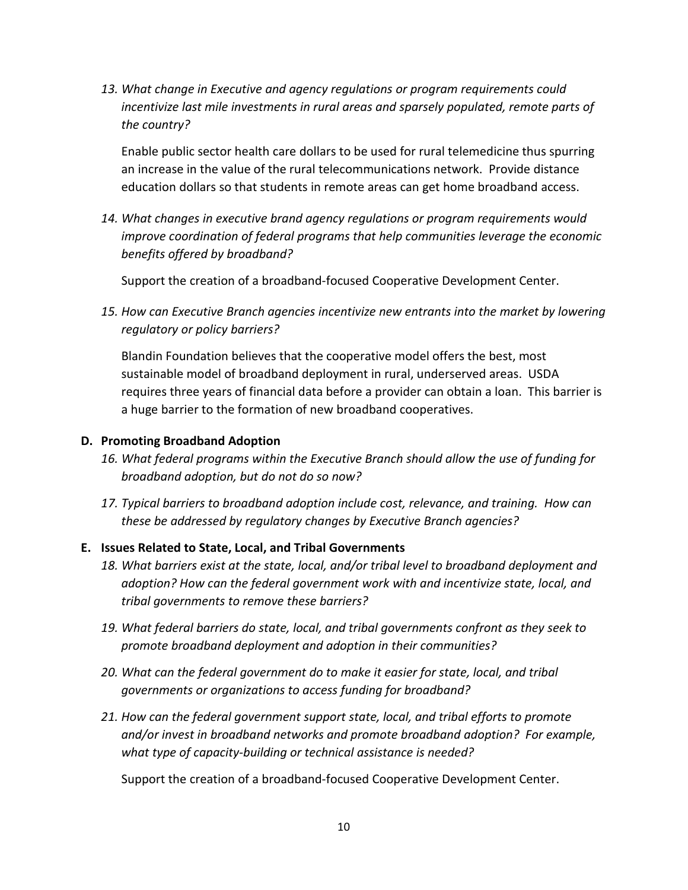13. *What change in Executive and agency regulations or program requirements could incentivize last mile investments in rural areas and sparsely populated, remote parts of the country?*

    Enable public sector health care dollars to be used for rural telemedicine thus spurring an increase in the value of the rural telecommunications network. Provide distance education dollars so that students in remote areas can get home broadband access.

14. *What changes in executive brand agency regulations or program requirements would improve coordination of federal programs that help communities leverage the economic benefits offered by broadband?*

    Support the creation of a broadband-focused Cooperative Development Center.

15. *How can Executive Branch agencies incentivize new entrants into the market by lowering regulatory or policy barriers?*

    Blandin Foundation believes that the cooperative model offers the best, most sustainable model of broadband deployment in rural, underserved areas. USDA requires three years of financial data before a provider can obtain a loan. This barrier is a huge barrier to the formation of new broadband cooperatives.

**D. Promoting Broadband Adoption**

16. *What federal programs within the Executive Branch should allow the use of funding for broadband adoption, but do not do so now?*

17. *Typical barriers to broadband adoption include cost, relevance, and training. How can these be addressed by regulatory changes by Executive Branch agencies?*

**E. Issues Related to State, Local, and Tribal Governments**

18. *What barriers exist at the state, local, and/or tribal level to broadband deployment and adoption? How can the federal government work with and incentivize state, local, and tribal governments to remove these barriers?*

19. *What federal barriers do state, local, and tribal governments confront as they seek to promote broadband deployment and adoption in their communities?*

20. *What can the federal government do to make it easier for state, local, and tribal governments or organizations to access funding for broadband?*

21. *How can the federal government support state, local, and tribal efforts to promote and/or invest in broadband networks and promote broadband adoption? For example, what type of capacity-building or technical assistance is needed?*

    Support the creation of a broadband-focused Cooperative Development Center.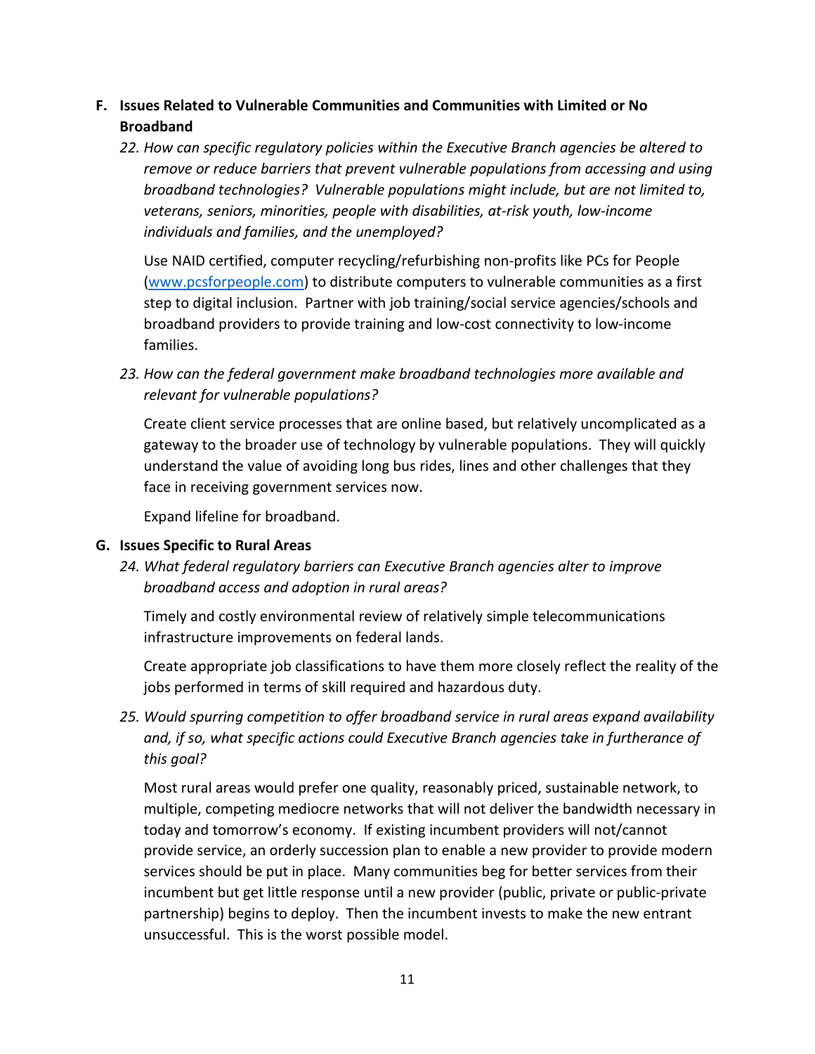## F. Issues Related to Vulnerable Communities and Communities with Limited or No Broadband

*22. How can specific regulatory policies within the Executive Branch agencies be altered to remove or reduce barriers that prevent vulnerable populations from accessing and using broadband technologies? Vulnerable populations might include, but are not limited to, veterans, seniors, minorities, people with disabilities, at-risk youth, low-income individuals and families, and the unemployed?*

Use NAID certified, computer recycling/refurbishing non-profits like PCs for People ([www.pcsforpeople.com](www.pcsforpeople.com)) to distribute computers to vulnerable communities as a first step to digital inclusion. Partner with job training/social service agencies/schools and broadband providers to provide training and low-cost connectivity to low-income families.

*23. How can the federal government make broadband technologies more available and relevant for vulnerable populations?*

Create client service processes that are online based, but relatively uncomplicated as a gateway to the broader use of technology by vulnerable populations. They will quickly understand the value of avoiding long bus rides, lines and other challenges that they face in receiving government services now.

Expand lifeline for broadband.

## G. Issues Specific to Rural Areas

*24. What federal regulatory barriers can Executive Branch agencies alter to improve broadband access and adoption in rural areas?*

Timely and costly environmental review of relatively simple telecommunications infrastructure improvements on federal lands.

Create appropriate job classifications to have them more closely reflect the reality of the jobs performed in terms of skill required and hazardous duty.

*25. Would spurring competition to offer broadband service in rural areas expand availability and, if so, what specific actions could Executive Branch agencies take in furtherance of this goal?*

Most rural areas would prefer one quality, reasonably priced, sustainable network, to multiple, competing mediocre networks that will not deliver the bandwidth necessary in today and tomorrow's economy. If existing incumbent providers will not/cannot provide service, an orderly succession plan to enable a new provider to provide modern services should be put in place. Many communities beg for better services from their incumbent but get little response until a new provider (public, private or public-private partnership) begins to deploy. Then the incumbent invests to make the new entrant unsuccessful. This is the worst possible model.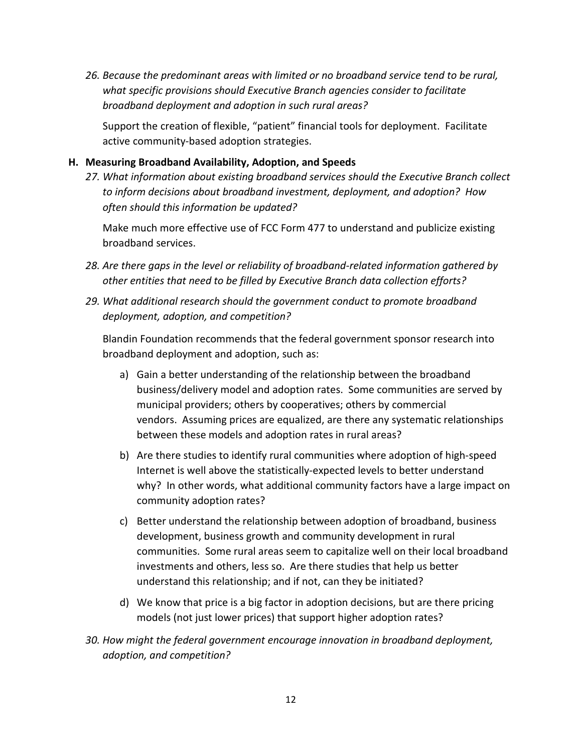*26. Because the predominant areas with limited or no broadband service tend to be rural, what specific provisions should Executive Branch agencies consider to facilitate broadband deployment and adoption in such rural areas?*

Support the creation of flexible, "patient" financial tools for deployment. Facilitate active community-based adoption strategies.

## H. Measuring Broadband Availability, Adoption, and Speeds

*27. What information about existing broadband services should the Executive Branch collect to inform decisions about broadband investment, deployment, and adoption? How often should this information be updated?*

Make much more effective use of FCC Form 477 to understand and publicize existing broadband services.

*28. Are there gaps in the level or reliability of broadband-related information gathered by other entities that need to be filled by Executive Branch data collection efforts?*

*29. What additional research should the government conduct to promote broadband deployment, adoption, and competition?*

Blandin Foundation recommends that the federal government sponsor research into broadband deployment and adoption, such as:

a) Gain a better understanding of the relationship between the broadband business/delivery model and adoption rates. Some communities are served by municipal providers; others by cooperatives; others by commercial vendors. Assuming prices are equalized, are there any systematic relationships between these models and adoption rates in rural areas?

b) Are there studies to identify rural communities where adoption of high-speed Internet is well above the statistically-expected levels to better understand why? In other words, what additional community factors have a large impact on community adoption rates?

c) Better understand the relationship between adoption of broadband, business development, business growth and community development in rural communities. Some rural areas seem to capitalize well on their local broadband investments and others, less so. Are there studies that help us better understand this relationship; and if not, can they be initiated?

d) We know that price is a big factor in adoption decisions, but are there pricing models (not just lower prices) that support higher adoption rates?

*30. How might the federal government encourage innovation in broadband deployment, adoption, and competition?*